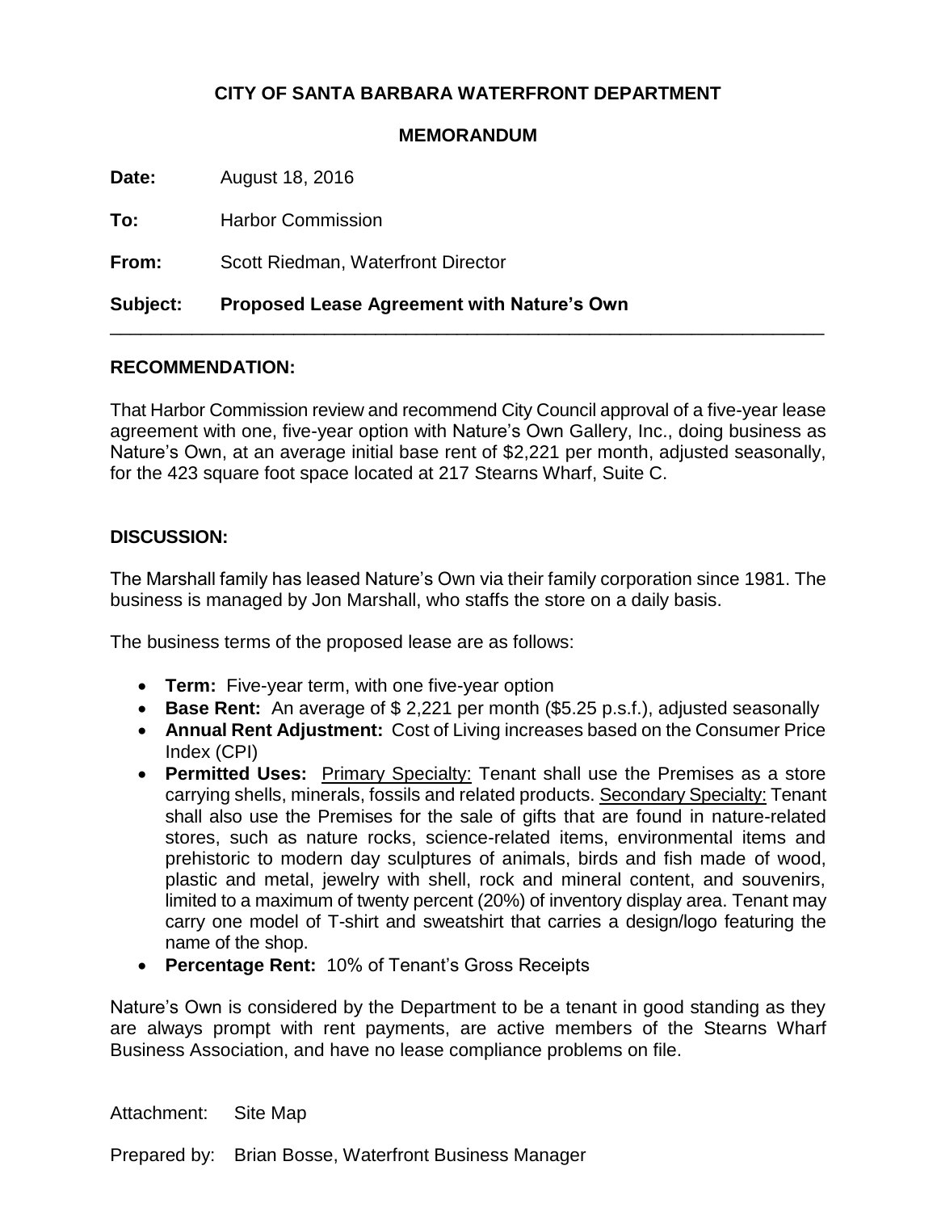**CITY OF SANTA BARBARA WATERFRONT DEPARTMENT**

**MEMORANDUM**

**Date:** August 18, 2016

**To:** Harbor Commission

**From:** Scott Riedman, Waterfront Director

**Subject:** **Proposed Lease Agreement with Nature's Own**

---

**RECOMMENDATION:**

That Harbor Commission review and recommend City Council approval of a five-year lease agreement with one, five-year option with Nature's Own Gallery, Inc., doing business as Nature's Own, at an average initial base rent of $2,221 per month, adjusted seasonally, for the 423 square foot space located at 217 Stearns Wharf, Suite C.

**DISCUSSION:**

The Marshall family has leased Nature's Own via their family corporation since 1981. The business is managed by Jon Marshall, who staffs the store on a daily basis.

The business terms of the proposed lease are as follows:

- **Term:** Five-year term, with one five-year option
- **Base Rent:** An average of $ 2,221 per month ($5.25 p.s.f.), adjusted seasonally
- **Annual Rent Adjustment:** Cost of Living increases based on the Consumer Price Index (CPI)
- **Permitted Uses:** Primary Specialty: Tenant shall use the Premises as a store carrying shells, minerals, fossils and related products. Secondary Specialty: Tenant shall also use the Premises for the sale of gifts that are found in nature-related stores, such as nature rocks, science-related items, environmental items and prehistoric to modern day sculptures of animals, birds and fish made of wood, plastic and metal, jewelry with shell, rock and mineral content, and souvenirs, limited to a maximum of twenty percent (20%) of inventory display area. Tenant may carry one model of T-shirt and sweatshirt that carries a design/logo featuring the name of the shop.
- **Percentage Rent:** 10% of Tenant's Gross Receipts

Nature's Own is considered by the Department to be a tenant in good standing as they are always prompt with rent payments, are active members of the Stearns Wharf Business Association, and have no lease compliance problems on file.

Attachment: Site Map

Prepared by: Brian Bosse, Waterfront Business Manager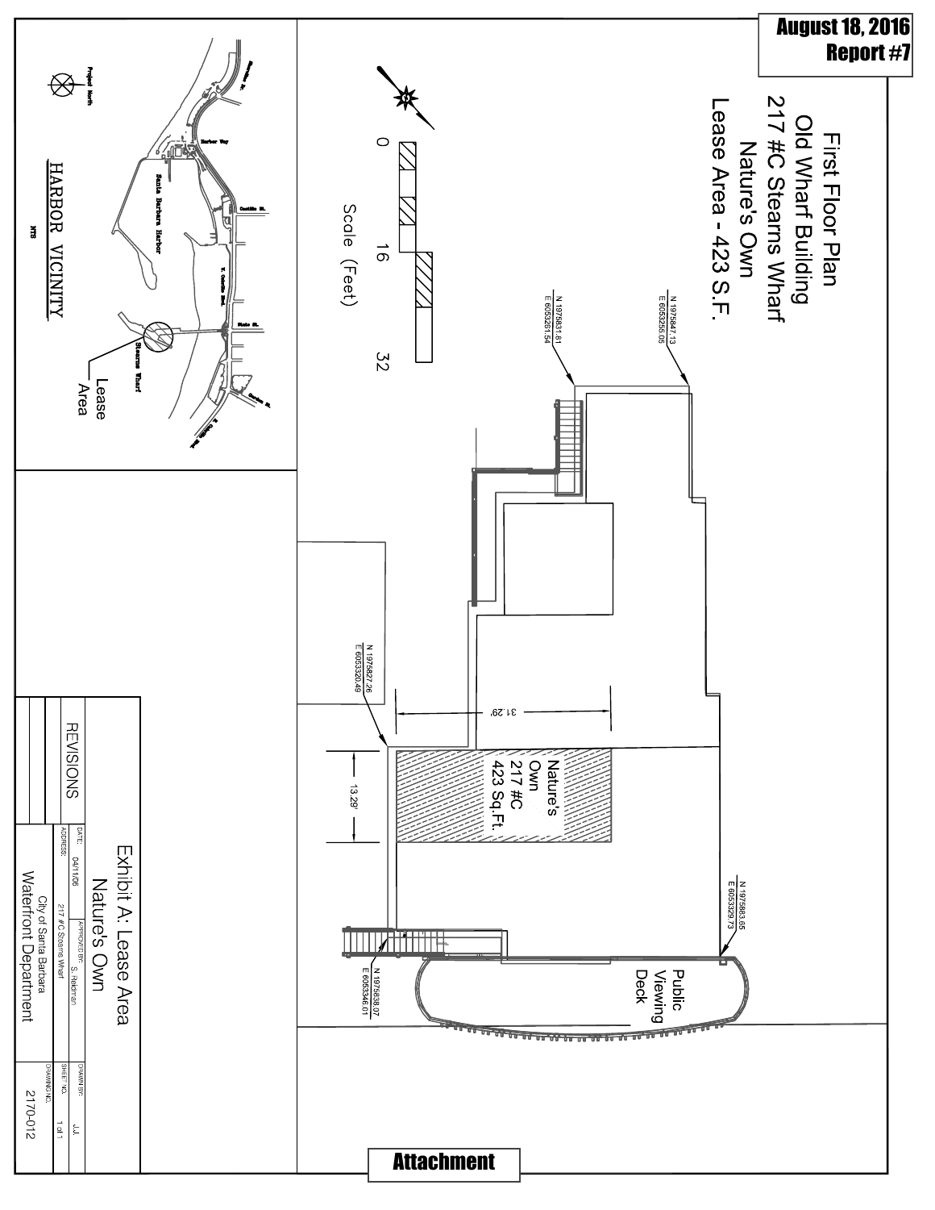August 18, 2016
Report #7

# First Floor Plan
## Old Wharf Building
## 217 #C Stearns Wharf
## Nature's Own
## Lease Area - 423 S.F.

Scale (Feet)

0 16 32

N 1975847.13
E 6053255.05

N 1975831.61
E 6053261.54

N 1975827.26
E 6053320.49

31.29'

13.29'

Nature's Own
217 #C
423 Sq.Ft.

N 1975863.65
E 6053329.73

N 1975838.07
E 6053346.01

Public Viewing Deck

HARBOR VICINITY

NTS

Project North

Lease Area

Santa Barbara Harbor

Stearns Wharf

Harbor Way

Castillo St.

State St.

Garden St.

W. Cabrillo Blvd.

E. Cabrillo Blvd.

Exhibit A: Lease Area
Nature's Own

| | | | |
|---|---|---|---|
| DATE: 04/11/06 | APPROVED BY: S. Reidman | DRAWN BY: J.J. | |
| ADDRESS: 217 #C Stearns Wharf | | SHEET NO. 1 of 1 | |
| City of Santa Barbara Waterfront Department | | DRAWING NO. 2170-012 | |

REVISIONS

Attachment